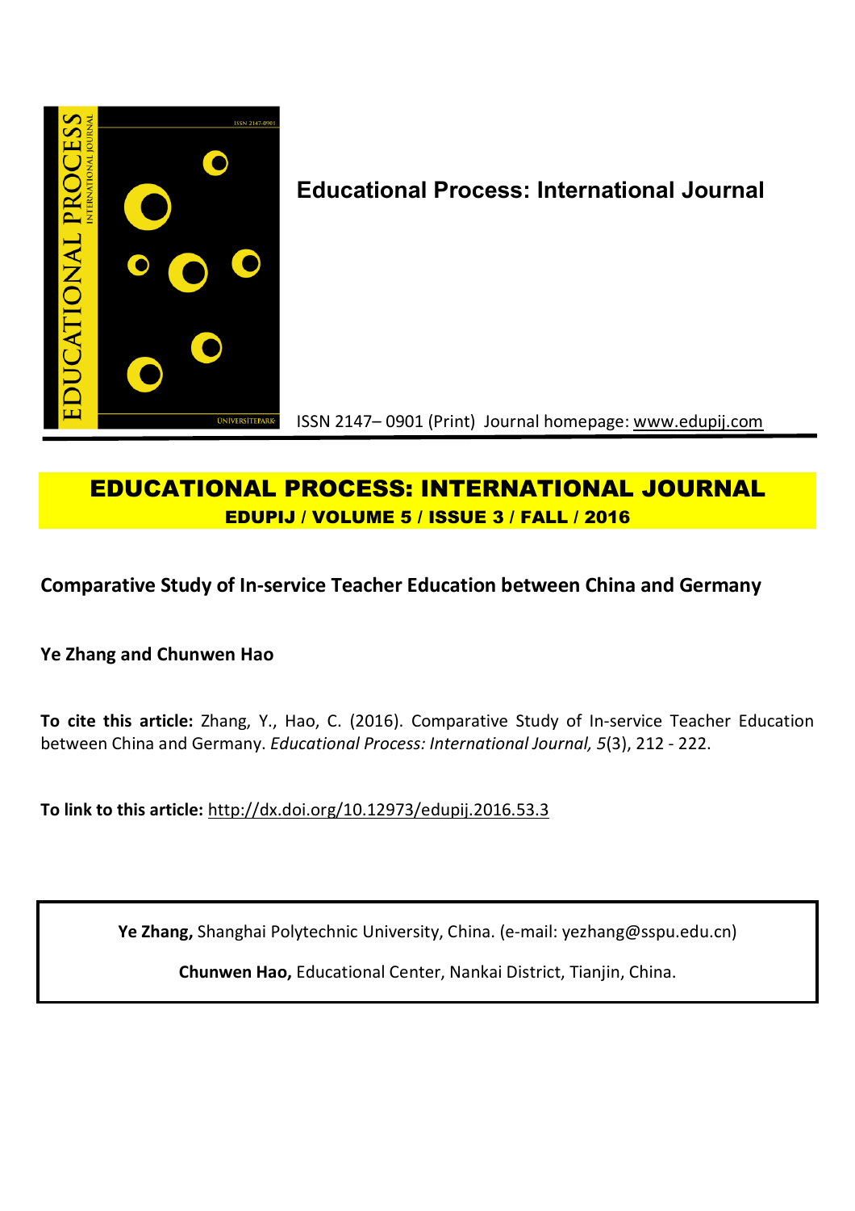**Educational Process: International Journal**

ISSN 2147– 0901 (Print) Journal homepage: www.edupij.com

# EDUCATIONAL PROCESS: INTERNATIONAL JOURNAL

**EDUPIJ / VOLUME 5 / ISSUE 3 / FALL / 2016**

## Comparative Study of In-service Teacher Education between China and Germany

**Ye Zhang and Chunwen Hao**

**To cite this article:** Zhang, Y., Hao, C. (2016). Comparative Study of In-service Teacher Education between China and Germany. *Educational Process: International Journal, 5*(3), 212 - 222.

**To link to this article:** http://dx.doi.org/10.12973/edupij.2016.53.3

**Ye Zhang,** Shanghai Polytechnic University, China. (e-mail: yezhang@sspu.edu.cn)

**Chunwen Hao,** Educational Center, Nankai District, Tianjin, China.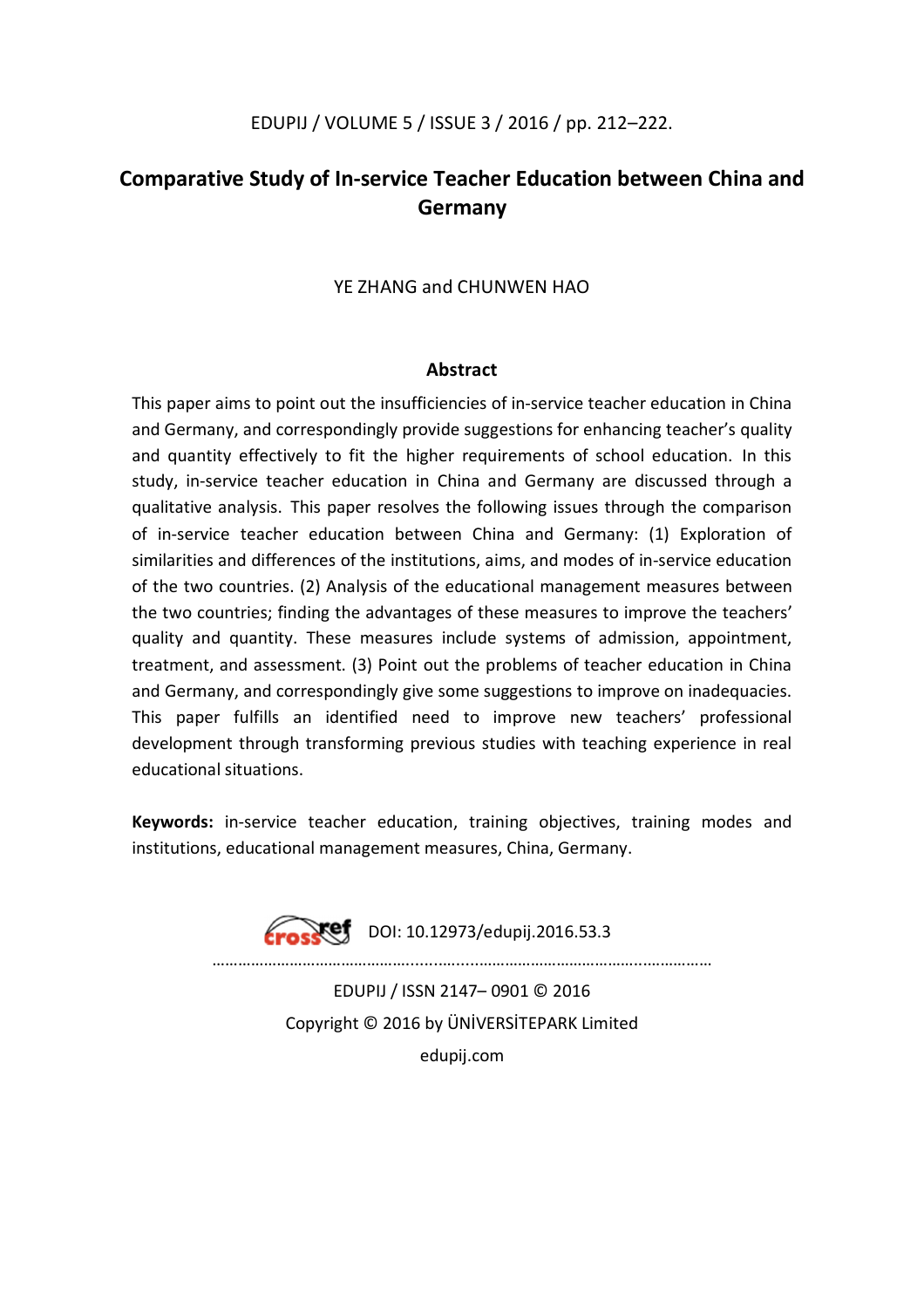# Comparative Study of In-service Teacher Education between China and Germany

YE ZHANG and CHUNWEN HAO

## Abstract

This paper aims to point out the insufficiencies of in-service teacher education in China and Germany, and correspondingly provide suggestions for enhancing teacher's quality and quantity effectively to fit the higher requirements of school education. In this study, in-service teacher education in China and Germany are discussed through a qualitative analysis. This paper resolves the following issues through the comparison of in-service teacher education between China and Germany: (1) Exploration of similarities and differences of the institutions, aims, and modes of in-service education of the two countries. (2) Analysis of the educational management measures between the two countries; finding the advantages of these measures to improve the teachers' quality and quantity. These measures include systems of admission, appointment, treatment, and assessment. (3) Point out the problems of teacher education in China and Germany, and correspondingly give some suggestions to improve on inadequacies. This paper fulfills an identified need to improve new teachers' professional development through transforming previous studies with teaching experience in real educational situations.

**Keywords:** in-service teacher education, training objectives, training modes and institutions, educational management measures, China, Germany.

DOI: 10.12973/edupij.2016.53.3

EDUPIJ / ISSN 2147– 0901 © 2016

Copyright © 2016 by ÜNİVERSİTEPARK Limited

edupij.com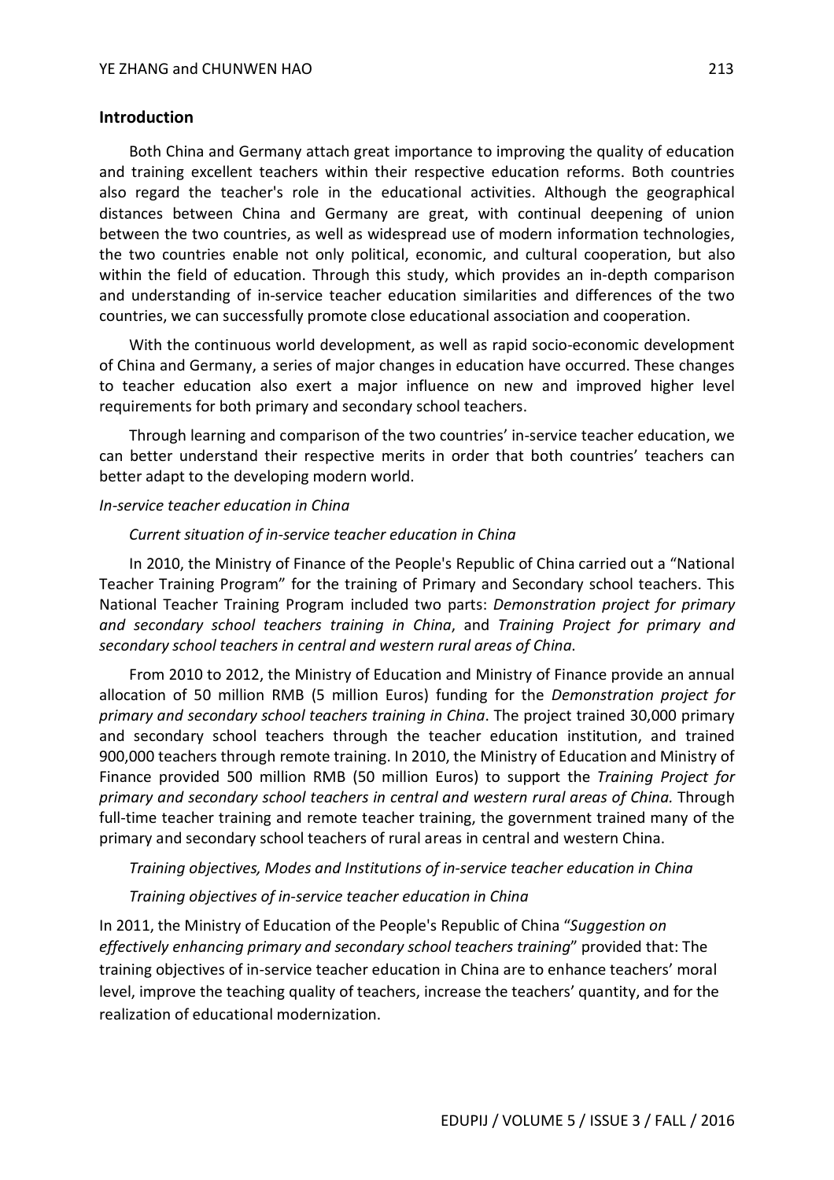## Introduction

Both China and Germany attach great importance to improving the quality of education and training excellent teachers within their respective education reforms. Both countries also regard the teacher's role in the educational activities. Although the geographical distances between China and Germany are great, with continual deepening of union between the two countries, as well as widespread use of modern information technologies, the two countries enable not only political, economic, and cultural cooperation, but also within the field of education. Through this study, which provides an in-depth comparison and understanding of in-service teacher education similarities and differences of the two countries, we can successfully promote close educational association and cooperation.

With the continuous world development, as well as rapid socio-economic development of China and Germany, a series of major changes in education have occurred. These changes to teacher education also exert a major influence on new and improved higher level requirements for both primary and secondary school teachers.

Through learning and comparison of the two countries' in-service teacher education, we can better understand their respective merits in order that both countries' teachers can better adapt to the developing modern world.

### *In-service teacher education in China*

#### *Current situation of in-service teacher education in China*

In 2010, the Ministry of Finance of the People's Republic of China carried out a "National Teacher Training Program" for the training of Primary and Secondary school teachers. This National Teacher Training Program included two parts: *Demonstration project for primary and secondary school teachers training in China*, and *Training Project for primary and secondary school teachers in central and western rural areas of China*.

From 2010 to 2012, the Ministry of Education and Ministry of Finance provide an annual allocation of 50 million RMB (5 million Euros) funding for the *Demonstration project for primary and secondary school teachers training in China*. The project trained 30,000 primary and secondary school teachers through the teacher education institution, and trained 900,000 teachers through remote training. In 2010, the Ministry of Education and Ministry of Finance provided 500 million RMB (50 million Euros) to support the *Training Project for primary and secondary school teachers in central and western rural areas of China.* Through full-time teacher training and remote teacher training, the government trained many of the primary and secondary school teachers of rural areas in central and western China.

#### *Training objectives, Modes and Institutions of in-service teacher education in China*

#### *Training objectives of in-service teacher education in China*

In 2011, the Ministry of Education of the People's Republic of China "*Suggestion on effectively enhancing primary and secondary school teachers training*" provided that: The training objectives of in-service teacher education in China are to enhance teachers' moral level, improve the teaching quality of teachers, increase the teachers' quantity, and for the realization of educational modernization.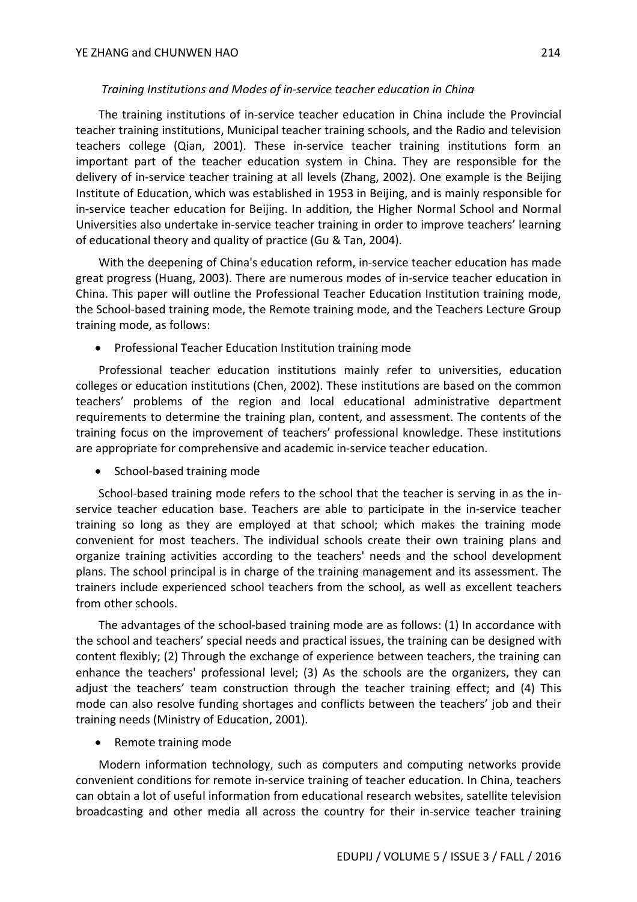*Training Institutions and Modes of in-service teacher education in China*

The training institutions of in-service teacher education in China include the Provincial teacher training institutions, Municipal teacher training schools, and the Radio and television teachers college (Qian, 2001). These in-service teacher training institutions form an important part of the teacher education system in China. They are responsible for the delivery of in-service teacher training at all levels (Zhang, 2002). One example is the Beijing Institute of Education, which was established in 1953 in Beijing, and is mainly responsible for in-service teacher education for Beijing. In addition, the Higher Normal School and Normal Universities also undertake in-service teacher training in order to improve teachers' learning of educational theory and quality of practice (Gu & Tan, 2004).

With the deepening of China's education reform, in-service teacher education has made great progress (Huang, 2003). There are numerous modes of in-service teacher education in China. This paper will outline the Professional Teacher Education Institution training mode, the School-based training mode, the Remote training mode, and the Teachers Lecture Group training mode, as follows:

- Professional Teacher Education Institution training mode

Professional teacher education institutions mainly refer to universities, education colleges or education institutions (Chen, 2002). These institutions are based on the common teachers' problems of the region and local educational administrative department requirements to determine the training plan, content, and assessment. The contents of the training focus on the improvement of teachers' professional knowledge. These institutions are appropriate for comprehensive and academic in-service teacher education.

- School-based training mode

School-based training mode refers to the school that the teacher is serving in as the in-service teacher education base. Teachers are able to participate in the in-service teacher training so long as they are employed at that school; which makes the training mode convenient for most teachers. The individual schools create their own training plans and organize training activities according to the teachers' needs and the school development plans. The school principal is in charge of the training management and its assessment. The trainers include experienced school teachers from the school, as well as excellent teachers from other schools.

The advantages of the school-based training mode are as follows: (1) In accordance with the school and teachers' special needs and practical issues, the training can be designed with content flexibly; (2) Through the exchange of experience between teachers, the training can enhance the teachers' professional level; (3) As the schools are the organizers, they can adjust the teachers' team construction through the teacher training effect; and (4) This mode can also resolve funding shortages and conflicts between the teachers' job and their training needs (Ministry of Education, 2001).

- Remote training mode

Modern information technology, such as computers and computing networks provide convenient conditions for remote in-service training of teacher education. In China, teachers can obtain a lot of useful information from educational research websites, satellite television broadcasting and other media all across the country for their in-service teacher training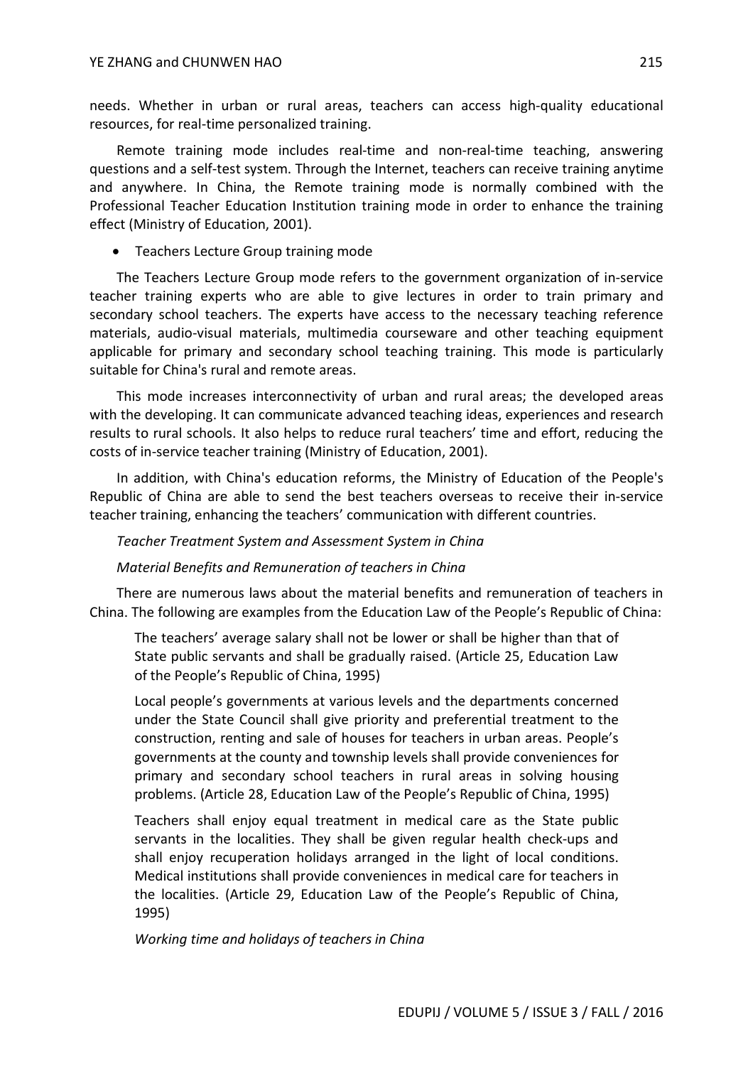needs. Whether in urban or rural areas, teachers can access high-quality educational resources, for real-time personalized training.

Remote training mode includes real-time and non-real-time teaching, answering questions and a self-test system. Through the Internet, teachers can receive training anytime and anywhere. In China, the Remote training mode is normally combined with the Professional Teacher Education Institution training mode in order to enhance the training effect (Ministry of Education, 2001).

- Teachers Lecture Group training mode

The Teachers Lecture Group mode refers to the government organization of in-service teacher training experts who are able to give lectures in order to train primary and secondary school teachers. The experts have access to the necessary teaching reference materials, audio-visual materials, multimedia courseware and other teaching equipment applicable for primary and secondary school teaching training. This mode is particularly suitable for China's rural and remote areas.

This mode increases interconnectivity of urban and rural areas; the developed areas with the developing. It can communicate advanced teaching ideas, experiences and research results to rural schools. It also helps to reduce rural teachers' time and effort, reducing the costs of in-service teacher training (Ministry of Education, 2001).

In addition, with China's education reforms, the Ministry of Education of the People's Republic of China are able to send the best teachers overseas to receive their in-service teacher training, enhancing the teachers' communication with different countries.

*Teacher Treatment System and Assessment System in China*

*Material Benefits and Remuneration of teachers in China*

There are numerous laws about the material benefits and remuneration of teachers in China. The following are examples from the Education Law of the People's Republic of China:

> The teachers' average salary shall not be lower or shall be higher than that of State public servants and shall be gradually raised. (Article 25, Education Law of the People's Republic of China, 1995)
>
> Local people's governments at various levels and the departments concerned under the State Council shall give priority and preferential treatment to the construction, renting and sale of houses for teachers in urban areas. People's governments at the county and township levels shall provide conveniences for primary and secondary school teachers in rural areas in solving housing problems. (Article 28, Education Law of the People's Republic of China, 1995)
>
> Teachers shall enjoy equal treatment in medical care as the State public servants in the localities. They shall be given regular health check-ups and shall enjoy recuperation holidays arranged in the light of local conditions. Medical institutions shall provide conveniences in medical care for teachers in the localities. (Article 29, Education Law of the People's Republic of China, 1995)

*Working time and holidays of teachers in China*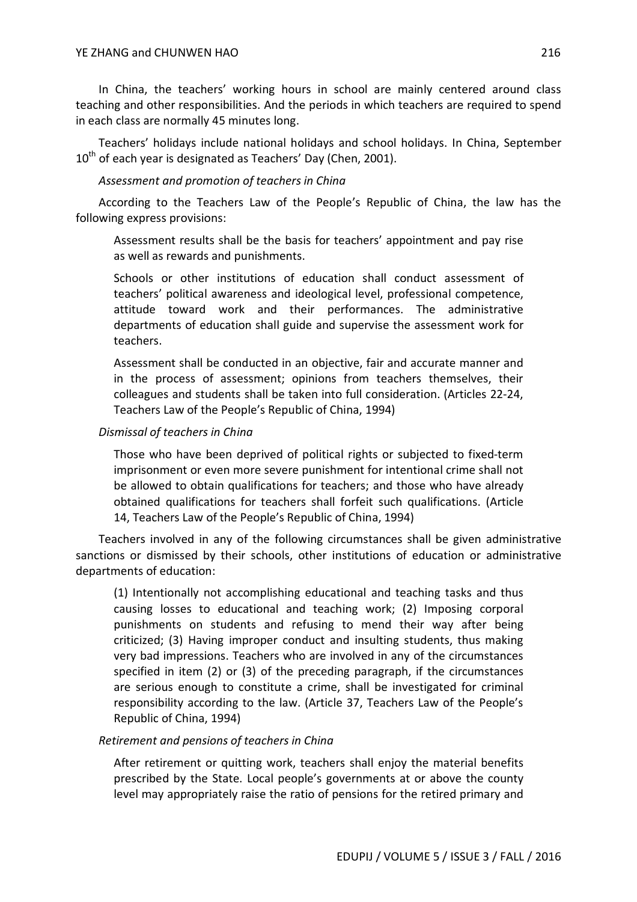In China, the teachers' working hours in school are mainly centered around class teaching and other responsibilities. And the periods in which teachers are required to spend in each class are normally 45 minutes long.

Teachers' holidays include national holidays and school holidays. In China, September $10^{th}$ of each year is designated as Teachers' Day (Chen, 2001).

*Assessment and promotion of teachers in China*

According to the Teachers Law of the People's Republic of China, the law has the following express provisions:

> Assessment results shall be the basis for teachers' appointment and pay rise as well as rewards and punishments.
>
> Schools or other institutions of education shall conduct assessment of teachers' political awareness and ideological level, professional competence, attitude toward work and their performances. The administrative departments of education shall guide and supervise the assessment work for teachers.
>
> Assessment shall be conducted in an objective, fair and accurate manner and in the process of assessment; opinions from teachers themselves, their colleagues and students shall be taken into full consideration. (Articles 22-24, Teachers Law of the People's Republic of China, 1994)

*Dismissal of teachers in China*

> Those who have been deprived of political rights or subjected to fixed-term imprisonment or even more severe punishment for intentional crime shall not be allowed to obtain qualifications for teachers; and those who have already obtained qualifications for teachers shall forfeit such qualifications. (Article 14, Teachers Law of the People's Republic of China, 1994)

Teachers involved in any of the following circumstances shall be given administrative sanctions or dismissed by their schools, other institutions of education or administrative departments of education:

> (1) Intentionally not accomplishing educational and teaching tasks and thus causing losses to educational and teaching work; (2) Imposing corporal punishments on students and refusing to mend their way after being criticized; (3) Having improper conduct and insulting students, thus making very bad impressions. Teachers who are involved in any of the circumstances specified in item (2) or (3) of the preceding paragraph, if the circumstances are serious enough to constitute a crime, shall be investigated for criminal responsibility according to the law. (Article 37, Teachers Law of the People's Republic of China, 1994)

*Retirement and pensions of teachers in China*

> After retirement or quitting work, teachers shall enjoy the material benefits prescribed by the State. Local people's governments at or above the county level may appropriately raise the ratio of pensions for the retired primary and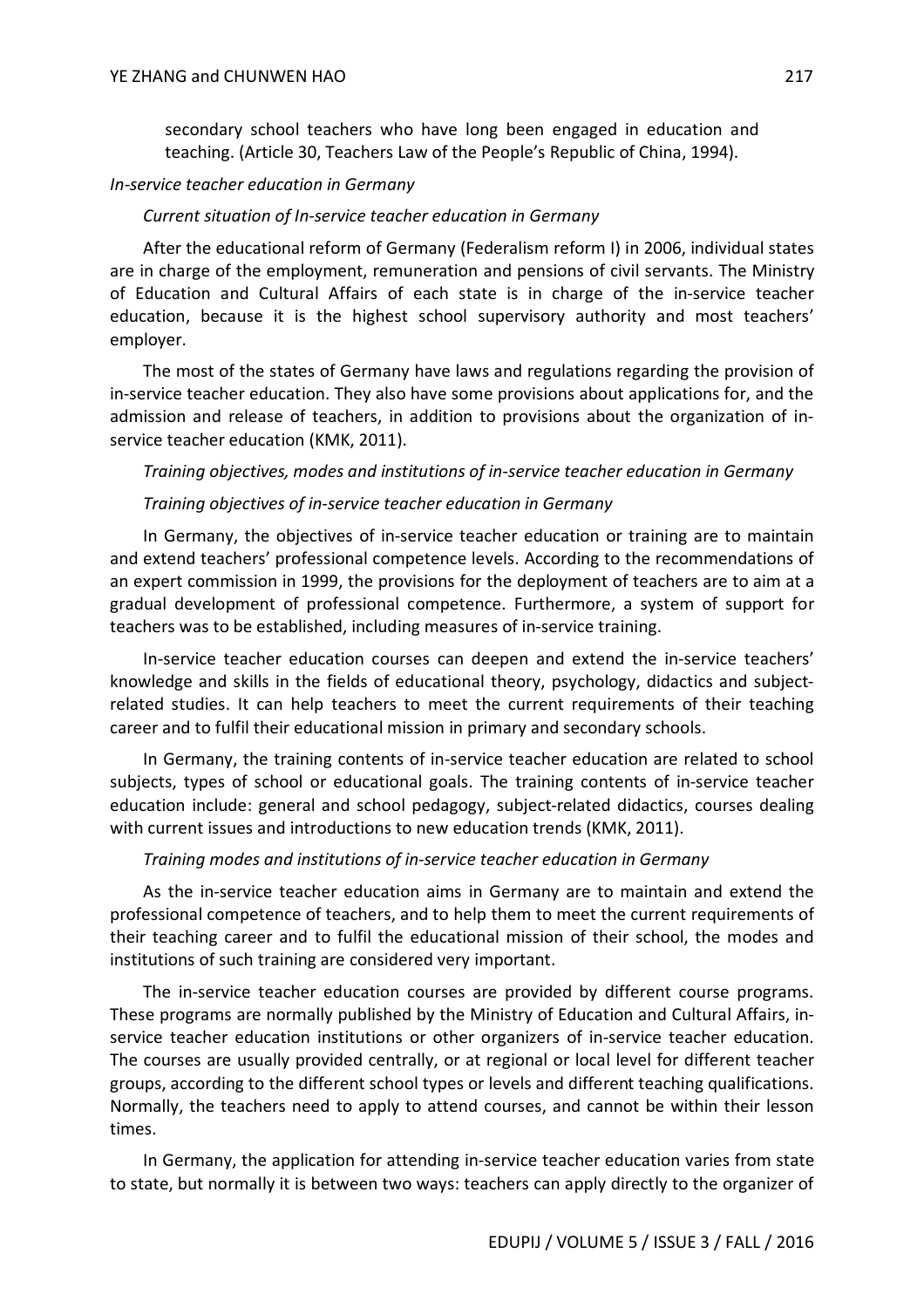secondary school teachers who have long been engaged in education and teaching. (Article 30, Teachers Law of the People's Republic of China, 1994).

*In-service teacher education in Germany*

*Current situation of In-service teacher education in Germany*

After the educational reform of Germany (Federalism reform I) in 2006, individual states are in charge of the employment, remuneration and pensions of civil servants. The Ministry of Education and Cultural Affairs of each state is in charge of the in-service teacher education, because it is the highest school supervisory authority and most teachers' employer.

The most of the states of Germany have laws and regulations regarding the provision of in-service teacher education. They also have some provisions about applications for, and the admission and release of teachers, in addition to provisions about the organization of in-service teacher education (KMK, 2011).

*Training objectives, modes and institutions of in-service teacher education in Germany*

*Training objectives of in-service teacher education in Germany*

In Germany, the objectives of in-service teacher education or training are to maintain and extend teachers' professional competence levels. According to the recommendations of an expert commission in 1999, the provisions for the deployment of teachers are to aim at a gradual development of professional competence. Furthermore, a system of support for teachers was to be established, including measures of in-service training.

In-service teacher education courses can deepen and extend the in-service teachers' knowledge and skills in the fields of educational theory, psychology, didactics and subject-related studies. It can help teachers to meet the current requirements of their teaching career and to fulfil their educational mission in primary and secondary schools.

In Germany, the training contents of in-service teacher education are related to school subjects, types of school or educational goals. The training contents of in-service teacher education include: general and school pedagogy, subject-related didactics, courses dealing with current issues and introductions to new education trends (KMK, 2011).

*Training modes and institutions of in-service teacher education in Germany*

As the in-service teacher education aims in Germany are to maintain and extend the professional competence of teachers, and to help them to meet the current requirements of their teaching career and to fulfil the educational mission of their school, the modes and institutions of such training are considered very important.

The in-service teacher education courses are provided by different course programs. These programs are normally published by the Ministry of Education and Cultural Affairs, in-service teacher education institutions or other organizers of in-service teacher education. The courses are usually provided centrally, or at regional or local level for different teacher groups, according to the different school types or levels and different teaching qualifications. Normally, the teachers need to apply to attend courses, and cannot be within their lesson times.

In Germany, the application for attending in-service teacher education varies from state to state, but normally it is between two ways: teachers can apply directly to the organizer of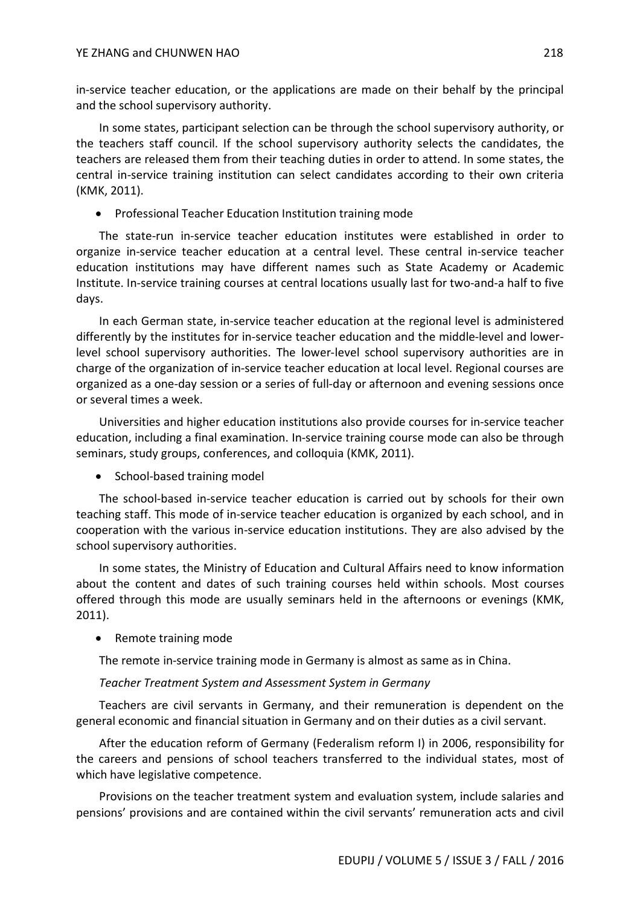in-service teacher education, or the applications are made on their behalf by the principal and the school supervisory authority.

In some states, participant selection can be through the school supervisory authority, or the teachers staff council. If the school supervisory authority selects the candidates, the teachers are released them from their teaching duties in order to attend. In some states, the central in-service training institution can select candidates according to their own criteria (KMK, 2011).

- Professional Teacher Education Institution training mode

The state-run in-service teacher education institutes were established in order to organize in-service teacher education at a central level. These central in-service teacher education institutions may have different names such as State Academy or Academic Institute. In-service training courses at central locations usually last for two-and-a half to five days.

In each German state, in-service teacher education at the regional level is administered differently by the institutes for in-service teacher education and the middle-level and lower-level school supervisory authorities. The lower-level school supervisory authorities are in charge of the organization of in-service teacher education at local level. Regional courses are organized as a one-day session or a series of full-day or afternoon and evening sessions once or several times a week.

Universities and higher education institutions also provide courses for in-service teacher education, including a final examination. In-service training course mode can also be through seminars, study groups, conferences, and colloquia (KMK, 2011).

- School-based training model

The school-based in-service teacher education is carried out by schools for their own teaching staff. This mode of in-service teacher education is organized by each school, and in cooperation with the various in-service education institutions. They are also advised by the school supervisory authorities.

In some states, the Ministry of Education and Cultural Affairs need to know information about the content and dates of such training courses held within schools. Most courses offered through this mode are usually seminars held in the afternoons or evenings (KMK, 2011).

- Remote training mode

The remote in-service training mode in Germany is almost as same as in China.

*Teacher Treatment System and Assessment System in Germany*

Teachers are civil servants in Germany, and their remuneration is dependent on the general economic and financial situation in Germany and on their duties as a civil servant.

After the education reform of Germany (Federalism reform I) in 2006, responsibility for the careers and pensions of school teachers transferred to the individual states, most of which have legislative competence.

Provisions on the teacher treatment system and evaluation system, include salaries and pensions' provisions and are contained within the civil servants' remuneration acts and civil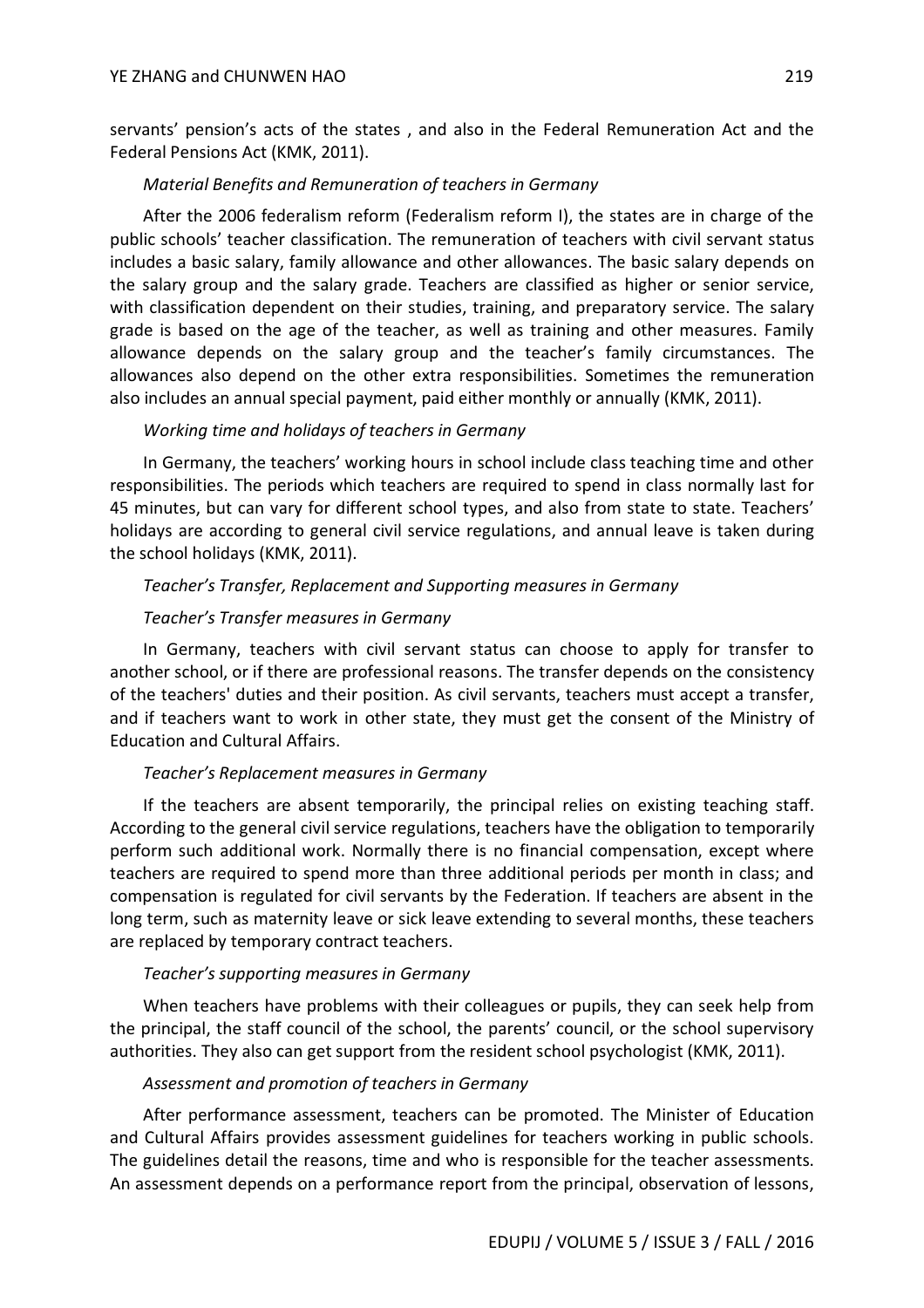servants' pension's acts of the states , and also in the Federal Remuneration Act and the Federal Pensions Act (KMK, 2011).

*Material Benefits and Remuneration of teachers in Germany*

After the 2006 federalism reform (Federalism reform I), the states are in charge of the public schools' teacher classification. The remuneration of teachers with civil servant status includes a basic salary, family allowance and other allowances. The basic salary depends on the salary group and the salary grade. Teachers are classified as higher or senior service, with classification dependent on their studies, training, and preparatory service. The salary grade is based on the age of the teacher, as well as training and other measures. Family allowance depends on the salary group and the teacher's family circumstances. The allowances also depend on the other extra responsibilities. Sometimes the remuneration also includes an annual special payment, paid either monthly or annually (KMK, 2011).

*Working time and holidays of teachers in Germany*

In Germany, the teachers' working hours in school include class teaching time and other responsibilities. The periods which teachers are required to spend in class normally last for 45 minutes, but can vary for different school types, and also from state to state. Teachers' holidays are according to general civil service regulations, and annual leave is taken during the school holidays (KMK, 2011).

*Teacher's Transfer, Replacement and Supporting measures in Germany*

*Teacher's Transfer measures in Germany*

In Germany, teachers with civil servant status can choose to apply for transfer to another school, or if there are professional reasons. The transfer depends on the consistency of the teachers' duties and their position. As civil servants, teachers must accept a transfer, and if teachers want to work in other state, they must get the consent of the Ministry of Education and Cultural Affairs.

*Teacher's Replacement measures in Germany*

If the teachers are absent temporarily, the principal relies on existing teaching staff. According to the general civil service regulations, teachers have the obligation to temporarily perform such additional work. Normally there is no financial compensation, except where teachers are required to spend more than three additional periods per month in class; and compensation is regulated for civil servants by the Federation. If teachers are absent in the long term, such as maternity leave or sick leave extending to several months, these teachers are replaced by temporary contract teachers.

*Teacher's supporting measures in Germany*

When teachers have problems with their colleagues or pupils, they can seek help from the principal, the staff council of the school, the parents' council, or the school supervisory authorities. They also can get support from the resident school psychologist (KMK, 2011).

*Assessment and promotion of teachers in Germany*

After performance assessment, teachers can be promoted. The Minister of Education and Cultural Affairs provides assessment guidelines for teachers working in public schools. The guidelines detail the reasons, time and who is responsible for the teacher assessments. An assessment depends on a performance report from the principal, observation of lessons,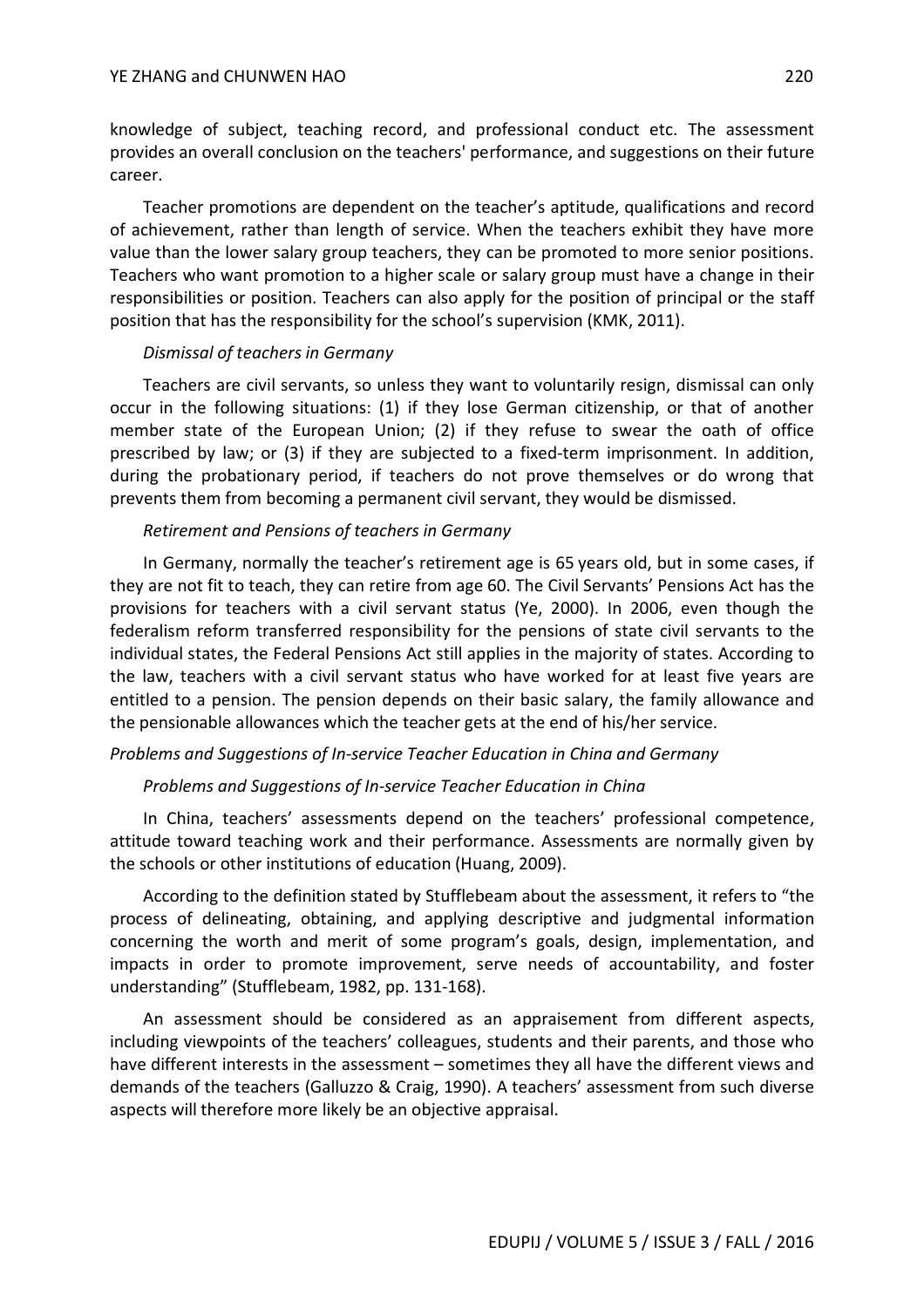knowledge of subject, teaching record, and professional conduct etc. The assessment provides an overall conclusion on the teachers' performance, and suggestions on their future career.

Teacher promotions are dependent on the teacher's aptitude, qualifications and record of achievement, rather than length of service. When the teachers exhibit they have more value than the lower salary group teachers, they can be promoted to more senior positions. Teachers who want promotion to a higher scale or salary group must have a change in their responsibilities or position. Teachers can also apply for the position of principal or the staff position that has the responsibility for the school's supervision (KMK, 2011).

#### *Dismissal of teachers in Germany*

Teachers are civil servants, so unless they want to voluntarily resign, dismissal can only occur in the following situations: (1) if they lose German citizenship, or that of another member state of the European Union; (2) if they refuse to swear the oath of office prescribed by law; or (3) if they are subjected to a fixed-term imprisonment. In addition, during the probationary period, if teachers do not prove themselves or do wrong that prevents them from becoming a permanent civil servant, they would be dismissed.

#### *Retirement and Pensions of teachers in Germany*

In Germany, normally the teacher's retirement age is 65 years old, but in some cases, if they are not fit to teach, they can retire from age 60. The Civil Servants' Pensions Act has the provisions for teachers with a civil servant status (Ye, 2000). In 2006, even though the federalism reform transferred responsibility for the pensions of state civil servants to the individual states, the Federal Pensions Act still applies in the majority of states. According to the law, teachers with a civil servant status who have worked for at least five years are entitled to a pension. The pension depends on their basic salary, the family allowance and the pensionable allowances which the teacher gets at the end of his/her service.

### *Problems and Suggestions of In-service Teacher Education in China and Germany*

#### *Problems and Suggestions of In-service Teacher Education in China*

In China, teachers' assessments depend on the teachers' professional competence, attitude toward teaching work and their performance. Assessments are normally given by the schools or other institutions of education (Huang, 2009).

According to the definition stated by Stufflebeam about the assessment, it refers to "the process of delineating, obtaining, and applying descriptive and judgmental information concerning the worth and merit of some program's goals, design, implementation, and impacts in order to promote improvement, serve needs of accountability, and foster understanding" (Stufflebeam, 1982, pp. 131-168).

An assessment should be considered as an appraisement from different aspects, including viewpoints of the teachers' colleagues, students and their parents, and those who have different interests in the assessment – sometimes they all have the different views and demands of the teachers (Galluzzo & Craig, 1990). A teachers' assessment from such diverse aspects will therefore more likely be an objective appraisal.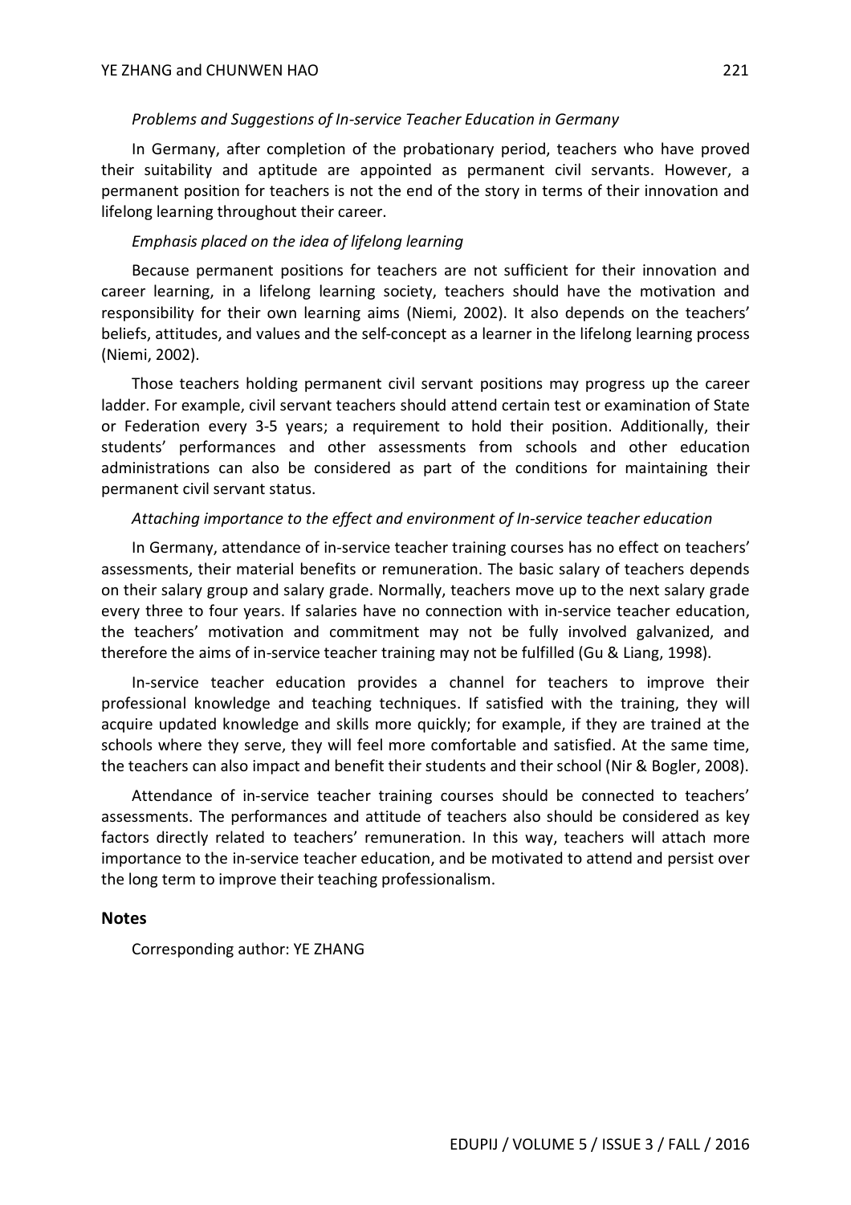### *Problems and Suggestions of In-service Teacher Education in Germany*

In Germany, after completion of the probationary period, teachers who have proved their suitability and aptitude are appointed as permanent civil servants. However, a permanent position for teachers is not the end of the story in terms of their innovation and lifelong learning throughout their career.

#### *Emphasis placed on the idea of lifelong learning*

Because permanent positions for teachers are not sufficient for their innovation and career learning, in a lifelong learning society, teachers should have the motivation and responsibility for their own learning aims (Niemi, 2002). It also depends on the teachers' beliefs, attitudes, and values and the self-concept as a learner in the lifelong learning process (Niemi, 2002).

Those teachers holding permanent civil servant positions may progress up the career ladder. For example, civil servant teachers should attend certain test or examination of State or Federation every 3-5 years; a requirement to hold their position. Additionally, their students' performances and other assessments from schools and other education administrations can also be considered as part of the conditions for maintaining their permanent civil servant status.

#### *Attaching importance to the effect and environment of In-service teacher education*

In Germany, attendance of in-service teacher training courses has no effect on teachers' assessments, their material benefits or remuneration. The basic salary of teachers depends on their salary group and salary grade. Normally, teachers move up to the next salary grade every three to four years. If salaries have no connection with in-service teacher education, the teachers' motivation and commitment may not be fully involved galvanized, and therefore the aims of in-service teacher training may not be fulfilled (Gu & Liang, 1998).

In-service teacher education provides a channel for teachers to improve their professional knowledge and teaching techniques. If satisfied with the training, they will acquire updated knowledge and skills more quickly; for example, if they are trained at the schools where they serve, they will feel more comfortable and satisfied. At the same time, the teachers can also impact and benefit their students and their school (Nir & Bogler, 2008).

Attendance of in-service teacher training courses should be connected to teachers' assessments. The performances and attitude of teachers also should be considered as key factors directly related to teachers' remuneration. In this way, teachers will attach more importance to the in-service teacher education, and be motivated to attend and persist over the long term to improve their teaching professionalism.

## Notes

Corresponding author: YE ZHANG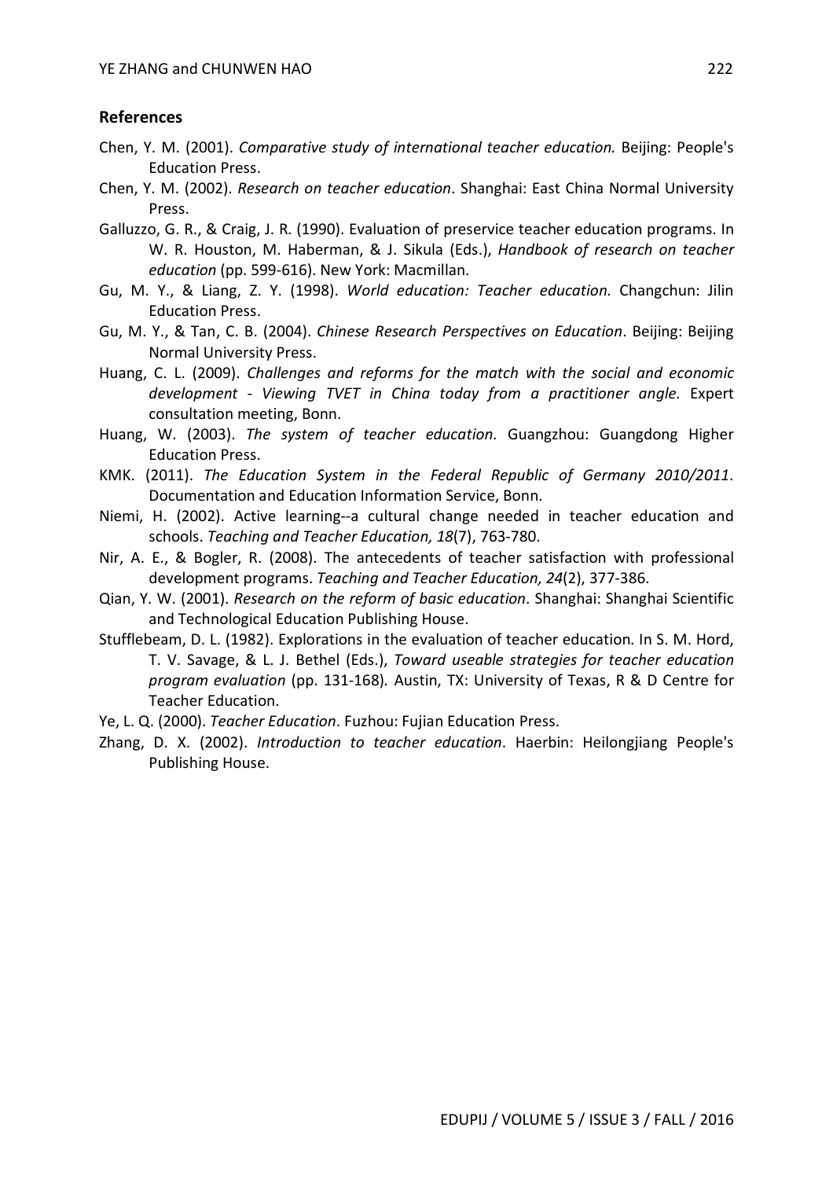## References

Chen, Y. M. (2001). *Comparative study of international teacher education.* Beijing: People's Education Press.

Chen, Y. M. (2002). *Research on teacher education*. Shanghai: East China Normal University Press.

Galluzzo, G. R., & Craig, J. R. (1990). Evaluation of preservice teacher education programs. In W. R. Houston, M. Haberman, & J. Sikula (Eds.), *Handbook of research on teacher education* (pp. 599-616). New York: Macmillan.

Gu, M. Y., & Liang, Z. Y. (1998). *World education: Teacher education.* Changchun: Jilin Education Press.

Gu, M. Y., & Tan, C. B. (2004). *Chinese Research Perspectives on Education*. Beijing: Beijing Normal University Press.

Huang, C. L. (2009). *Challenges and reforms for the match with the social and economic development - Viewing TVET in China today from a practitioner angle.* Expert consultation meeting, Bonn.

Huang, W. (2003). *The system of teacher education*. Guangzhou: Guangdong Higher Education Press.

KMK. (2011). *The Education System in the Federal Republic of Germany 2010/2011*. Documentation and Education Information Service, Bonn.

Niemi, H. (2002). Active learning--a cultural change needed in teacher education and schools. *Teaching and Teacher Education, 18*(7), 763-780.

Nir, A. E., & Bogler, R. (2008). The antecedents of teacher satisfaction with professional development programs. *Teaching and Teacher Education, 24*(2), 377-386.

Qian, Y. W. (2001). *Research on the reform of basic education*. Shanghai: Shanghai Scientific and Technological Education Publishing House.

Stufflebeam, D. L. (1982). Explorations in the evaluation of teacher education. In S. M. Hord, T. V. Savage, & L. J. Bethel (Eds.), *Toward useable strategies for teacher education program evaluation* (pp. 131-168). Austin, TX: University of Texas, R & D Centre for Teacher Education.

Ye, L. Q. (2000). *Teacher Education*. Fuzhou: Fujian Education Press.

Zhang, D. X. (2002). *Introduction to teacher education*. Haerbin: Heilongjiang People's Publishing House.